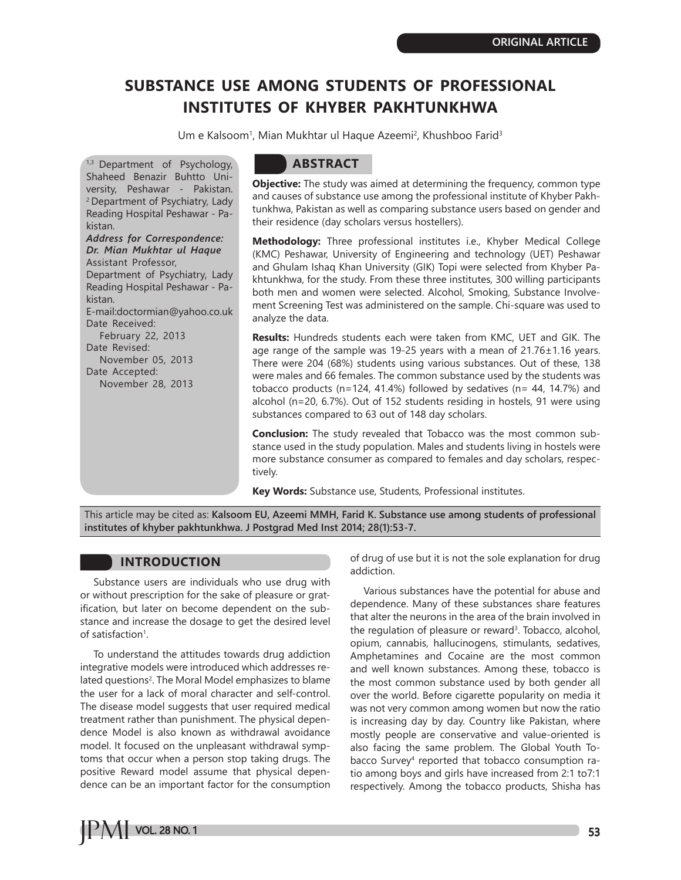ORIGINAL ARTICLE

# SUBSTANCE USE AMONG STUDENTS OF PROFESSIONAL INSTITUTES OF KHYBER PAKHTUNKHWA

Um e Kalsoom[1], Mian Mukhtar ul Haque Azeemi[2], Khushboo Farid[3]

[1,3] Department of Psychology, Shaheed Benazir Buhtto University, Peshawar - Pakistan.
[2] Department of Psychiatry, Lady Reading Hospital Peshawar - Pakistan.

***Address for Correspondence:***
***Dr. Mian Mukhtar ul Haque***
Assistant Professor,
Department of Psychiatry, Lady Reading Hospital Peshawar - Pakistan.
E-mail:doctormian@yahoo.co.uk

Date Received: February 22, 2013
Date Revised: November 05, 2013
Date Accepted: November 28, 2013

## ABSTRACT

**Objective:** The study was aimed at determining the frequency, common type and causes of substance use among the professional institute of Khyber Pakhtunkhwa, Pakistan as well as comparing substance users based on gender and their residence (day scholars versus hostellers).

**Methodology:** Three professional institutes i.e., Khyber Medical College (KMC) Peshawar, University of Engineering and technology (UET) Peshawar and Ghulam Ishaq Khan University (GIK) Topi were selected from Khyber Pakhtunkhwa, for the study. From these three institutes, 300 willing participants both men and women were selected. Alcohol, Smoking, Substance Involvement Screening Test was administered on the sample. Chi-square was used to analyze the data.

**Results:** Hundreds students each were taken from KMC, UET and GIK. The age range of the sample was 19-25 years with a mean of 21.76±1.16 years. There were 204 (68%) students using various substances. Out of these, 138 were males and 66 females. The common substance used by the students was tobacco products (n=124, 41.4%) followed by sedatives (n= 44, 14.7%) and alcohol (n=20, 6.7%). Out of 152 students residing in hostels, 91 were using substances compared to 63 out of 148 day scholars.

**Conclusion:** The study revealed that Tobacco was the most common substance used in the study population. Males and students living in hostels were more substance consumer as compared to females and day scholars, respectively.

**Key Words:** Substance use, Students, Professional institutes.

This article may be cited as: **Kalsoom EU, Azeemi MMH, Farid K. Substance use among students of professional institutes of khyber pakhtunkhwa. J Postgrad Med Inst 2014; 28(1):53-7.**

## INTRODUCTION

Substance users are individuals who use drug with or without prescription for the sake of pleasure or gratification, but later on become dependent on the substance and increase the dosage to get the desired level of satisfaction[1].

To understand the attitudes towards drug addiction integrative models were introduced which addresses related questions[2]. The Moral Model emphasizes to blame the user for a lack of moral character and self-control. The disease model suggests that user required medical treatment rather than punishment. The physical dependence Model is also known as withdrawal avoidance model. It focused on the unpleasant withdrawal symptoms that occur when a person stop taking drugs. The positive Reward model assume that physical dependence can be an important factor for the consumption of drug of use but it is not the sole explanation for drug addiction.

Various substances have the potential for abuse and dependence. Many of these substances share features that alter the neurons in the area of the brain involved in the regulation of pleasure or reward[3]. Tobacco, alcohol, opium, cannabis, hallucinogens, stimulants, sedatives, Amphetamines and Cocaine are the most common and well known substances. Among these, tobacco is the most common substance used by both gender all over the world. Before cigarette popularity on media it was not very common among women but now the ratio is increasing day by day. Country like Pakistan, where mostly people are conservative and value-oriented is also facing the same problem. The Global Youth Tobacco Survey[4] reported that tobacco consumption ratio among boys and girls have increased from 2:1 to7:1 respectively. Among the tobacco products, Shisha has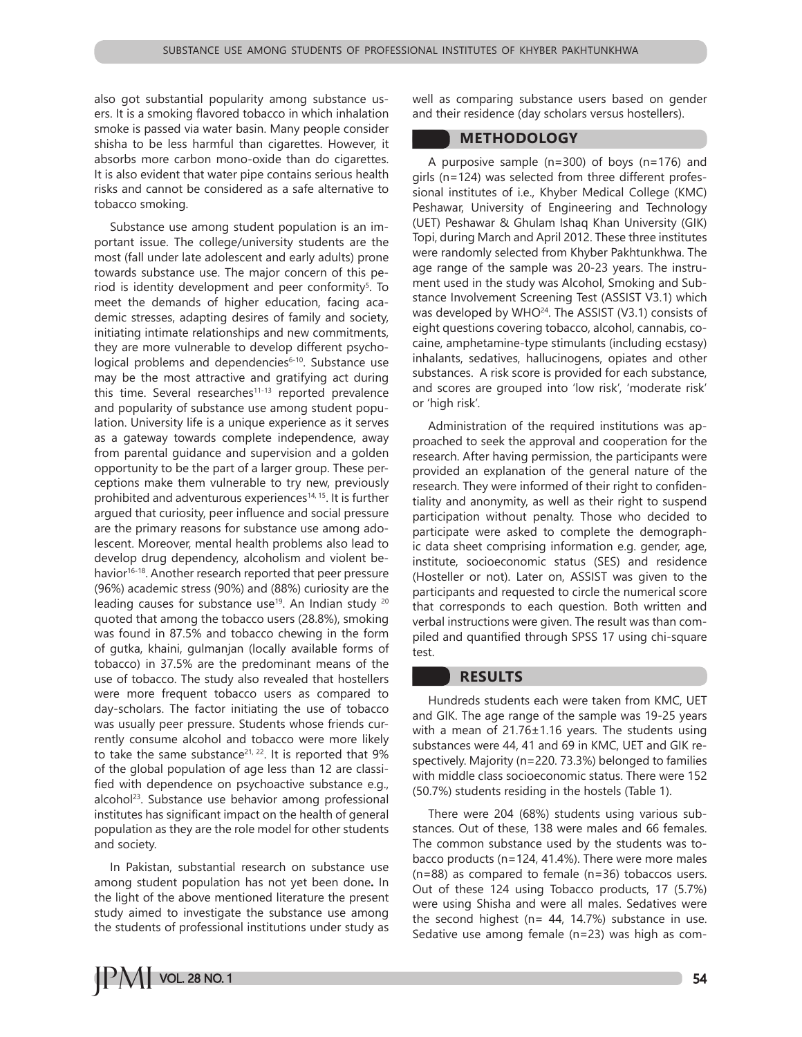also got substantial popularity among substance users. It is a smoking flavored tobacco in which inhalation smoke is passed via water basin. Many people consider shisha to be less harmful than cigarettes. However, it absorbs more carbon mono-oxide than do cigarettes. It is also evident that water pipe contains serious health risks and cannot be considered as a safe alternative to tobacco smoking.

Substance use among student population is an important issue. The college/university students are the most (fall under late adolescent and early adults) prone towards substance use. The major concern of this period is identity development and peer conformity[5]. To meet the demands of higher education, facing academic stresses, adapting desires of family and society, initiating intimate relationships and new commitments, they are more vulnerable to develop different psychological problems and dependencies[6-10]. Substance use may be the most attractive and gratifying act during this time. Several researches[11-13] reported prevalence and popularity of substance use among student population. University life is a unique experience as it serves as a gateway towards complete independence, away from parental guidance and supervision and a golden opportunity to be the part of a larger group. These perceptions make them vulnerable to try new, previously prohibited and adventurous experiences[14, 15]. It is further argued that curiosity, peer influence and social pressure are the primary reasons for substance use among adolescent. Moreover, mental health problems also lead to develop drug dependency, alcoholism and violent behavior[16-18]. Another research reported that peer pressure (96%) academic stress (90%) and (88%) curiosity are the leading causes for substance use[19]. An Indian study [20] quoted that among the tobacco users (28.8%), smoking was found in 87.5% and tobacco chewing in the form of gutka, khaini, gulmanjan (locally available forms of tobacco) in 37.5% are the predominant means of the use of tobacco. The study also revealed that hostellers were more frequent tobacco users as compared to day-scholars. The factor initiating the use of tobacco was usually peer pressure. Students whose friends currently consume alcohol and tobacco were more likely to take the same substance[21, 22]. It is reported that 9% of the global population of age less than 12 are classified with dependence on psychoactive substance e.g., alcohol[23]. Substance use behavior among professional institutes has significant impact on the health of general population as they are the role model for other students and society.

In Pakistan, substantial research on substance use among student population has not yet been done**.** In the light of the above mentioned literature the present study aimed to investigate the substance use among the students of professional institutions under study as well as comparing substance users based on gender and their residence (day scholars versus hostellers).

## METHODOLOGY

A purposive sample (n=300) of boys (n=176) and girls (n=124) was selected from three different professional institutes of i.e., Khyber Medical College (KMC) Peshawar, University of Engineering and Technology (UET) Peshawar & Ghulam Ishaq Khan University (GIK) Topi, during March and April 2012. These three institutes were randomly selected from Khyber Pakhtunkhwa. The age range of the sample was 20-23 years. The instrument used in the study was Alcohol, Smoking and Substance Involvement Screening Test (ASSIST V3.1) which was developed by WHO[24]. The ASSIST (V3.1) consists of eight questions covering tobacco, alcohol, cannabis, cocaine, amphetamine-type stimulants (including ecstasy) inhalants, sedatives, hallucinogens, opiates and other substances. A risk score is provided for each substance, and scores are grouped into 'low risk', 'moderate risk' or 'high risk'.

Administration of the required institutions was approached to seek the approval and cooperation for the research. After having permission, the participants were provided an explanation of the general nature of the research. They were informed of their right to confidentiality and anonymity, as well as their right to suspend participation without penalty. Those who decided to participate were asked to complete the demographic data sheet comprising information e.g. gender, age, institute, socioeconomic status (SES) and residence (Hosteller or not). Later on, ASSIST was given to the participants and requested to circle the numerical score that corresponds to each question. Both written and verbal instructions were given. The result was than compiled and quantified through SPSS 17 using chi-square test.

## RESULTS

Hundreds students each were taken from KMC, UET and GIK. The age range of the sample was 19-25 years with a mean of 21.76±1.16 years. The students using substances were 44, 41 and 69 in KMC, UET and GIK respectively. Majority (n=220. 73.3%) belonged to families with middle class socioeconomic status. There were 152 (50.7%) students residing in the hostels (Table 1).

There were 204 (68%) students using various substances. Out of these, 138 were males and 66 females. The common substance used by the students was tobacco products (n=124, 41.4%). There were more males (n=88) as compared to female (n=36) tobaccos users. Out of these 124 using Tobacco products, 17 (5.7%) were using Shisha and were all males. Sedatives were the second highest (n= 44, 14.7%) substance in use. Sedative use among female (n=23) was high as com-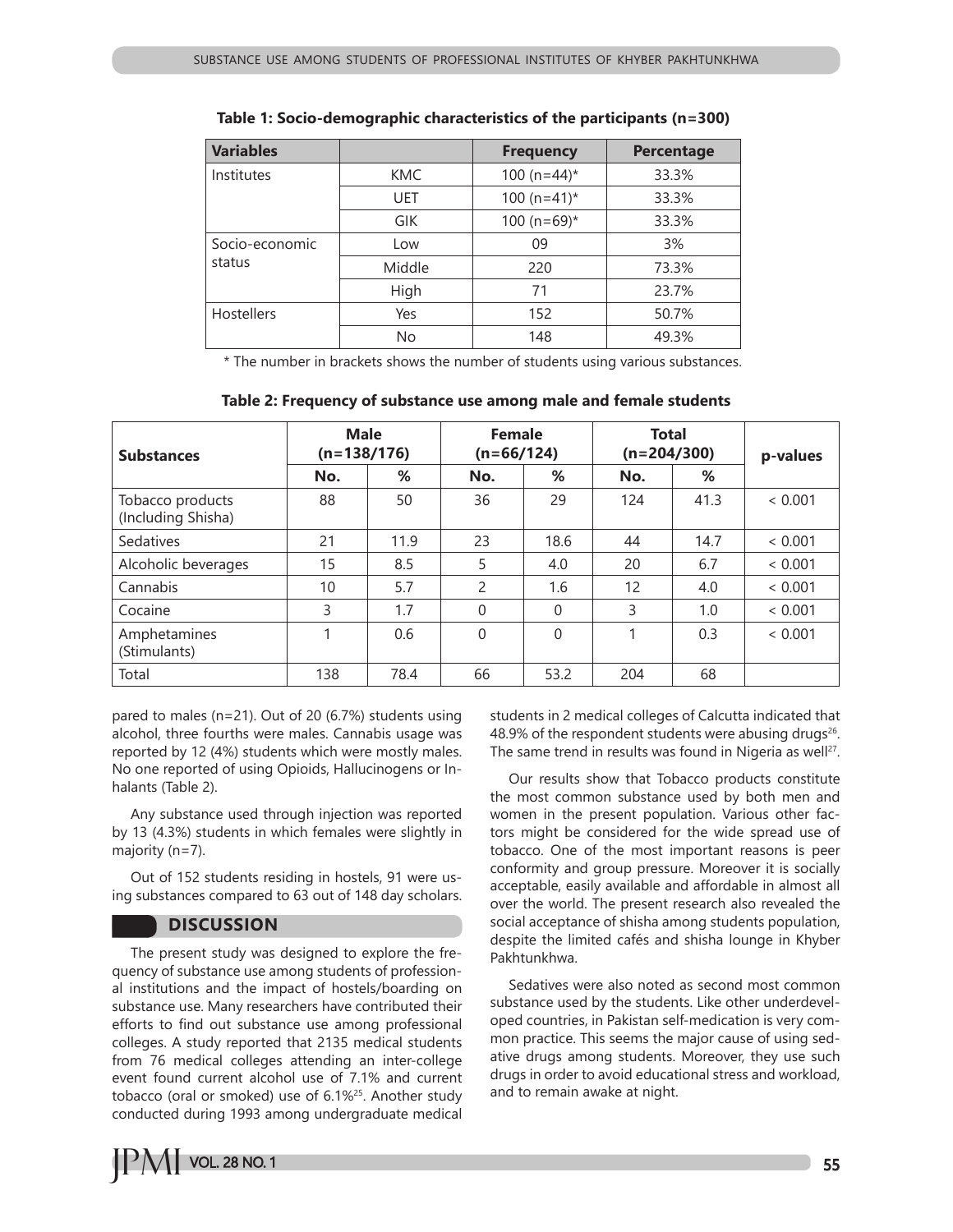**Table 1: Socio-demographic characteristics of the participants (n=300)**

| Variables | | Frequency | Percentage |
|---|---|---|---|
| Institutes | KMC | 100 (n=44)* | 33.3% |
| | UET | 100 (n=41)* | 33.3% |
| | GIK | 100 (n=69)* | 33.3% |
| Socio-economic status | Low | 09 | 3% |
| | Middle | 220 | 73.3% |
| | High | 71 | 23.7% |
| Hostellers | Yes | 152 | 50.7% |
| | No | 148 | 49.3% |

* The number in brackets shows the number of students using various substances.

**Table 2: Frequency of substance use among male and female students**

| Substances | Male (n=138/176) | | Female (n=66/124) | | Total (n=204/300) | | p-values |
|---|---|---|---|---|---|---|---|
| | No. | % | No. | % | No. | % | |
| Tobacco products (Including Shisha) | 88 | 50 | 36 | 29 | 124 | 41.3 | < 0.001 |
| Sedatives | 21 | 11.9 | 23 | 18.6 | 44 | 14.7 | < 0.001 |
| Alcoholic beverages | 15 | 8.5 | 5 | 4.0 | 20 | 6.7 | < 0.001 |
| Cannabis | 10 | 5.7 | 2 | 1.6 | 12 | 4.0 | < 0.001 |
| Cocaine | 3 | 1.7 | 0 | 0 | 3 | 1.0 | < 0.001 |
| Amphetamines (Stimulants) | 1 | 0.6 | 0 | 0 | 1 | 0.3 | < 0.001 |
| Total | 138 | 78.4 | 66 | 53.2 | 204 | 68 | |

pared to males (n=21). Out of 20 (6.7%) students using alcohol, three fourths were males. Cannabis usage was reported by 12 (4%) students which were mostly males. No one reported of using Opioids, Hallucinogens or Inhalants (Table 2).

Any substance used through injection was reported by 13 (4.3%) students in which females were slightly in majority (n=7).

Out of 152 students residing in hostels, 91 were using substances compared to 63 out of 148 day scholars.

## DISCUSSION

The present study was designed to explore the frequency of substance use among students of professional institutions and the impact of hostels/boarding on substance use. Many researchers have contributed their efforts to find out substance use among professional colleges. A study reported that 2135 medical students from 76 medical colleges attending an inter-college event found current alcohol use of 7.1% and current tobacco (oral or smoked) use of 6.1%[25]. Another study conducted during 1993 among undergraduate medical students in 2 medical colleges of Calcutta indicated that 48.9% of the respondent students were abusing drugs[26]. The same trend in results was found in Nigeria as well[27].

Our results show that Tobacco products constitute the most common substance used by both men and women in the present population. Various other factors might be considered for the wide spread use of tobacco. One of the most important reasons is peer conformity and group pressure. Moreover it is socially acceptable, easily available and affordable in almost all over the world. The present research also revealed the social acceptance of shisha among students population, despite the limited cafés and shisha lounge in Khyber Pakhtunkhwa.

Sedatives were also noted as second most common substance used by the students. Like other underdeveloped countries, in Pakistan self-medication is very common practice. This seems the major cause of using sedative drugs among students. Moreover, they use such drugs in order to avoid educational stress and workload, and to remain awake at night.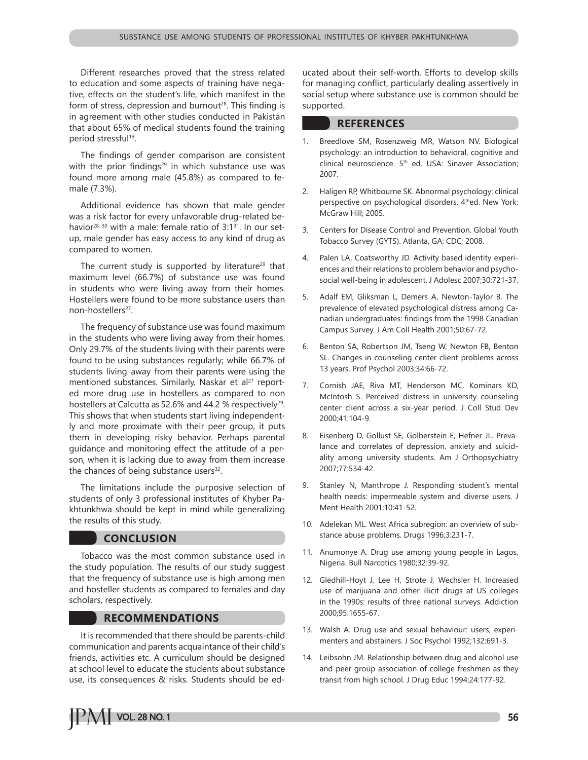Different researches proved that the stress related to education and some aspects of training have negative, effects on the student's life, which manifest in the form of stress, depression and burnout[28]. This finding is in agreement with other studies conducted in Pakistan that about 65% of medical students found the training period stressful[19].

The findings of gender comparison are consistent with the prior findings[29] in which substance use was found more among male (45.8%) as compared to female (7.3%).

Additional evidence has shown that male gender was a risk factor for every unfavorable drug-related behavior[28, 30] with a male: female ratio of 3:1[31]. In our setup, male gender has easy access to any kind of drug as compared to women.

The current study is supported by literature[29] that maximum level (66.7%) of substance use was found in students who were living away from their homes. Hostellers were found to be more substance users than non-hostellers[27].

The frequency of substance use was found maximum in the students who were living away from their homes. Only 29.7% of the students living with their parents were found to be using substances regularly; while 66.7% of students living away from their parents were using the mentioned substances. Similarly, Naskar et al[27] reported more drug use in hostellers as compared to non hostellers at Calcutta as 52.6% and 44.2 % respectively[29]. This shows that when students start living independently and more proximate with their peer group, it puts them in developing risky behavior. Perhaps parental guidance and monitoring effect the attitude of a person, when it is lacking due to away from them increase the chances of being substance users[32].

The limitations include the purposive selection of students of only 3 professional institutes of Khyber Pakhtunkhwa should be kept in mind while generalizing the results of this study.

## CONCLUSION

Tobacco was the most common substance used in the study population. The results of our study suggest that the frequency of substance use is high among men and hosteller students as compared to females and day scholars, respectively.

## RECOMMENDATIONS

It is recommended that there should be parents-child communication and parents acquaintance of their child's friends, activities etc. A curriculum should be designed at school level to educate the students about substance use, its consequences & risks. Students should be educated about their self-worth. Efforts to develop skills for managing conflict, particularly dealing assertively in social setup where substance use is common should be supported.

## REFERENCES

1. Breedlove SM, Rosenzweig MR, Watson NV. Biological psychology: an introduction to behavioral, cognitive and clinical neuroscience. 5th ed. USA: Sinaver Association; 2007.
2. Haligen RP, Whitbourne SK. Abnormal psychology: clinical perspective on psychological disorders. 4thed. New York: McGraw Hill; 2005.
3. Centers for Disease Control and Prevention. Global Youth Tobacco Survey (GYTS). Atlanta, GA: CDC; 2008.
4. Palen LA, Coatsworthy JD. Activity based identity experiences and their relations to problem behavior and psychosocial well-being in adolescent. J Adolesc 2007;30:721-37.
5. Adalf EM, Gliksman L, Demers A, Newton-Taylor B. The prevalence of elevated psychological distress among Canadian undergraduates: findings from the 1998 Canadian Campus Survey. J Am Coll Health 2001;50:67-72.
6. Benton SA, Robertson JM, Tseng W, Newton FB, Benton SL. Changes in counseling center client problems across 13 years. Prof Psychol 2003;34:66-72.
7. Cornish JAE, Riva MT, Henderson MC, Kominars KD, McIntosh S. Perceived distress in university counseling center client across a six-year period. J Coll Stud Dev 2000;41:104-9.
8. Eisenberg D, Gollust SE, Golberstein E, Hefner JL. Prevalance and correlates of depression, anxiety and suicidality among university students. Am J Orthopsychiatry 2007;77:534-42.
9. Stanley N, Manthrope J. Responding student's mental health needs: impermeable system and diverse users. J Ment Health 2001;10:41-52.
10. Adelekan ML. West Africa subregion: an overview of substance abuse problems. Drugs 1996;3:231-7.
11. Anumonye A. Drug use among young people in Lagos, Nigeria. Bull Narcotics 1980;32:39-92.
12. Gledhill-Hoyt J, Lee H, Strote J, Wechsler H. Increased use of marijuana and other illicit drugs at US colleges in the 1990s: results of three national surveys. Addiction 2000;95:1655-67.
13. Walsh A. Drug use and sexual behaviour: users, experimenters and abstainers. J Soc Psychol 1992;132:691-3.
14. Leibsohn JM. Relationship between drug and alcohol use and peer group association of college freshmen as they transit from high school. J Drug Educ 1994;24:177-92.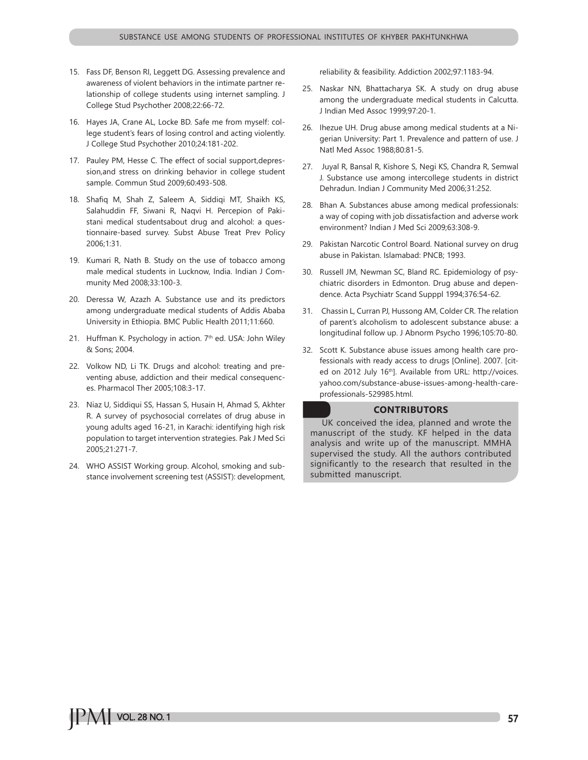15. Fass DF, Benson RI, Leggett DG. Assessing prevalence and awareness of violent behaviors in the intimate partner relationship of college students using internet sampling. J College Stud Psychother 2008;22:66-72.

16. Hayes JA, Crane AL, Locke BD. Safe me from myself: college student's fears of losing control and acting violently. J College Stud Psychother 2010;24:181-202.

17. Pauley PM, Hesse C. The effect of social support,depression,and stress on drinking behavior in college student sample. Commun Stud 2009;60:493-508.

18. Shafiq M, Shah Z, Saleem A, Siddiqi MT, Shaikh KS, Salahuddin FF, Siwani R, Naqvi H. Percepion of Pakistani medical studentsabout drug and alcohol: a questionnaire-based survey. Subst Abuse Treat Prev Policy 2006;1:31.

19. Kumari R, Nath B. Study on the use of tobacco among male medical students in Lucknow, India. Indian J Community Med 2008;33:100-3.

20. Deressa W, Azazh A. Substance use and its predictors among undergraduate medical students of Addis Ababa University in Ethiopia. BMC Public Health 2011;11:660.

21. Huffman K. Psychology in action. 7th ed. USA: John Wiley & Sons; 2004.

22. Volkow ND, Li TK. Drugs and alcohol: treating and preventing abuse, addiction and their medical consequences. Pharmacol Ther 2005;108:3-17.

23. Niaz U, Siddiqui SS, Hassan S, Husain H, Ahmad S, Akhter R. A survey of psychosocial correlates of drug abuse in young adults aged 16-21, in Karachi: identifying high risk population to target intervention strategies. Pak J Med Sci 2005;21:271-7.

24. WHO ASSIST Working group. Alcohol, smoking and substance involvement screening test (ASSIST): development, reliability & feasibility. Addiction 2002;97:1183-94.

25. Naskar NN, Bhattacharya SK. A study on drug abuse among the undergraduate medical students in Calcutta. J Indian Med Assoc 1999;97:20-1.

26. Ihezue UH. Drug abuse among medical students at a Nigerian University: Part 1. Prevalence and pattern of use. J Natl Med Assoc 1988;80:81-5.

27. Juyal R, Bansal R, Kishore S, Negi KS, Chandra R, Semwal J. Substance use among intercollege students in district Dehradun. Indian J Community Med 2006;31:252.

28. Bhan A. Substances abuse among medical professionals: a way of coping with job dissatisfaction and adverse work environment? Indian J Med Sci 2009;63:308-9.

29. Pakistan Narcotic Control Board. National survey on drug abuse in Pakistan. Islamabad: PNCB; 1993.

30. Russell JM, Newman SC, Bland RC. Epidemiology of psychiatric disorders in Edmonton. Drug abuse and dependence. Acta Psychiatr Scand Supppl 1994;376:54-62.

31. Chassin L, Curran PJ, Hussong AM, Colder CR. The relation of parent's alcoholism to adolescent substance abuse: a longitudinal follow up. J Abnorm Psycho 1996;105:70-80.

32. Scott K. Substance abuse issues among health care professionals with ready access to drugs [Online]. 2007. [cited on 2012 July 16th]. Available from URL: http://voices.yahoo.com/substance-abuse-issues-among-health-care-professionals-529985.html.

## CONTRIBUTORS

UK conceived the idea, planned and wrote the manuscript of the study. KF helped in the data analysis and write up of the manuscript. MMHA supervised the study. All the authors contributed significantly to the research that resulted in the submitted manuscript.